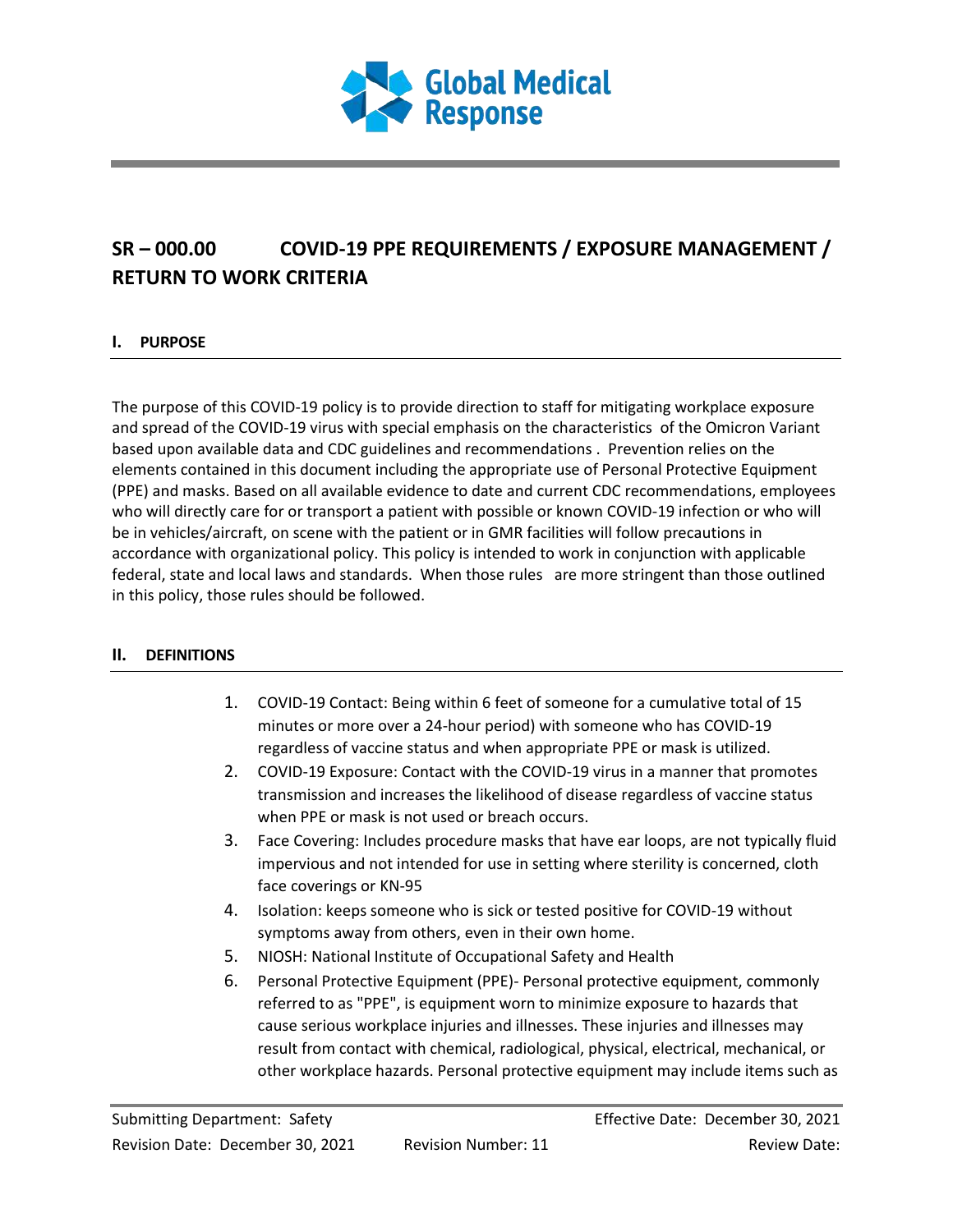# SR – 000.00 COVID-19 PPE REQUIREMENTS / EXPOSURE MANAGEMENT / RETURN TO WORK CRITERIA

## I. PURPOSE

The purpose of this COVID-19 policy is to provide direction to staff for mitigating workplace exposure and spread of the COVID-19 virus with special emphasis on the characteristics of the Omicron Variant based upon available data and CDC guidelines and recommendations . Prevention relies on the elements contained in this document including the appropriate use of Personal Protective Equipment (PPE) and masks. Based on all available evidence to date and current CDC recommendations, employees who will directly care for or transport a patient with possible or known COVID-19 infection or who will be in vehicles/aircraft, on scene with the patient or in GMR facilities will follow precautions in accordance with organizational policy. This policy is intended to work in conjunction with applicable federal, state and local laws and standards. When those rules are more stringent than those outlined in this policy, those rules should be followed.

## II. DEFINITIONS

1. COVID-19 Contact: Being within 6 feet of someone for a cumulative total of 15 minutes or more over a 24-hour period) with someone who has COVID-19 regardless of vaccine status and when appropriate PPE or mask is utilized.
2. COVID-19 Exposure: Contact with the COVID-19 virus in a manner that promotes transmission and increases the likelihood of disease regardless of vaccine status when PPE or mask is not used or breach occurs.
3. Face Covering: Includes procedure masks that have ear loops, are not typically fluid impervious and not intended for use in setting where sterility is concerned, cloth face coverings or KN-95
4. Isolation: keeps someone who is sick or tested positive for COVID-19 without symptoms away from others, even in their own home.
5. NIOSH: National Institute of Occupational Safety and Health
6. Personal Protective Equipment (PPE)- Personal protective equipment, commonly referred to as "PPE", is equipment worn to minimize exposure to hazards that cause serious workplace injuries and illnesses. These injuries and illnesses may result from contact with chemical, radiological, physical, electrical, mechanical, or other workplace hazards. Personal protective equipment may include items such as

Submitting Department: Safety | Effective Date: December 30, 2021
Revision Date: December 30, 2021 | Revision Number: 11 | Review Date: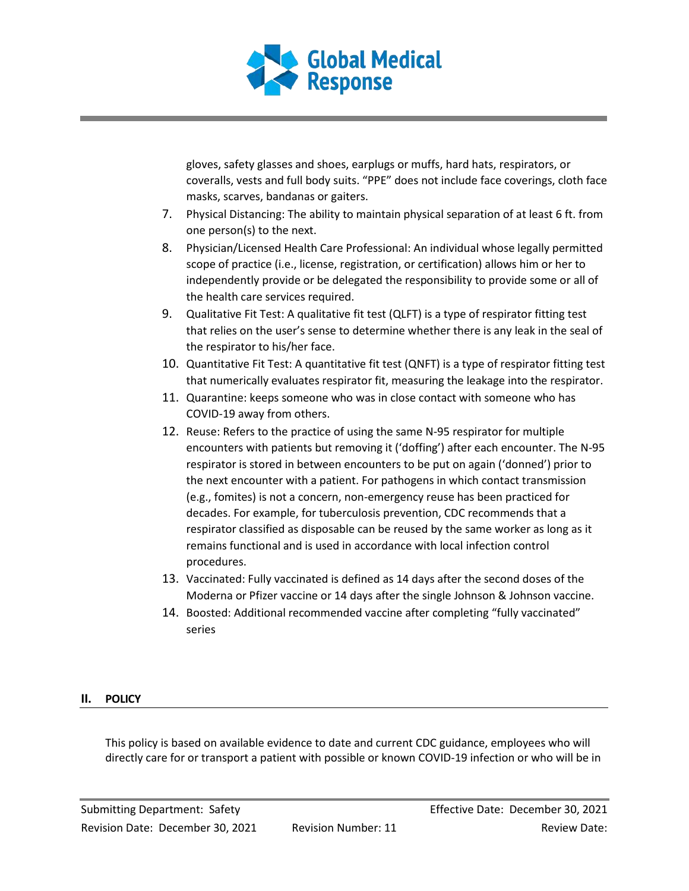gloves, safety glasses and shoes, earplugs or muffs, hard hats, respirators, or coveralls, vests and full body suits. "PPE" does not include face coverings, cloth face masks, scarves, bandanas or gaiters.

7. Physical Distancing: The ability to maintain physical separation of at least 6 ft. from one person(s) to the next.
8. Physician/Licensed Health Care Professional: An individual whose legally permitted scope of practice (i.e., license, registration, or certification) allows him or her to independently provide or be delegated the responsibility to provide some or all of the health care services required.
9. Qualitative Fit Test: A qualitative fit test (QLFT) is a type of respirator fitting test that relies on the user's sense to determine whether there is any leak in the seal of the respirator to his/her face.
10. Quantitative Fit Test: A quantitative fit test (QNFT) is a type of respirator fitting test that numerically evaluates respirator fit, measuring the leakage into the respirator.
11. Quarantine: keeps someone who was in close contact with someone who has COVID-19 away from others.
12. Reuse: Refers to the practice of using the same N-95 respirator for multiple encounters with patients but removing it ('doffing') after each encounter. The N-95 respirator is stored in between encounters to be put on again ('donned') prior to the next encounter with a patient. For pathogens in which contact transmission (e.g., fomites) is not a concern, non-emergency reuse has been practiced for decades. For example, for tuberculosis prevention, CDC recommends that a respirator classified as disposable can be reused by the same worker as long as it remains functional and is used in accordance with local infection control procedures.
13. Vaccinated: Fully vaccinated is defined as 14 days after the second doses of the Moderna or Pfizer vaccine or 14 days after the single Johnson & Johnson vaccine.
14. Boosted: Additional recommended vaccine after completing "fully vaccinated" series

## II. POLICY

This policy is based on available evidence to date and current CDC guidance, employees who will directly care for or transport a patient with possible or known COVID-19 infection or who will be in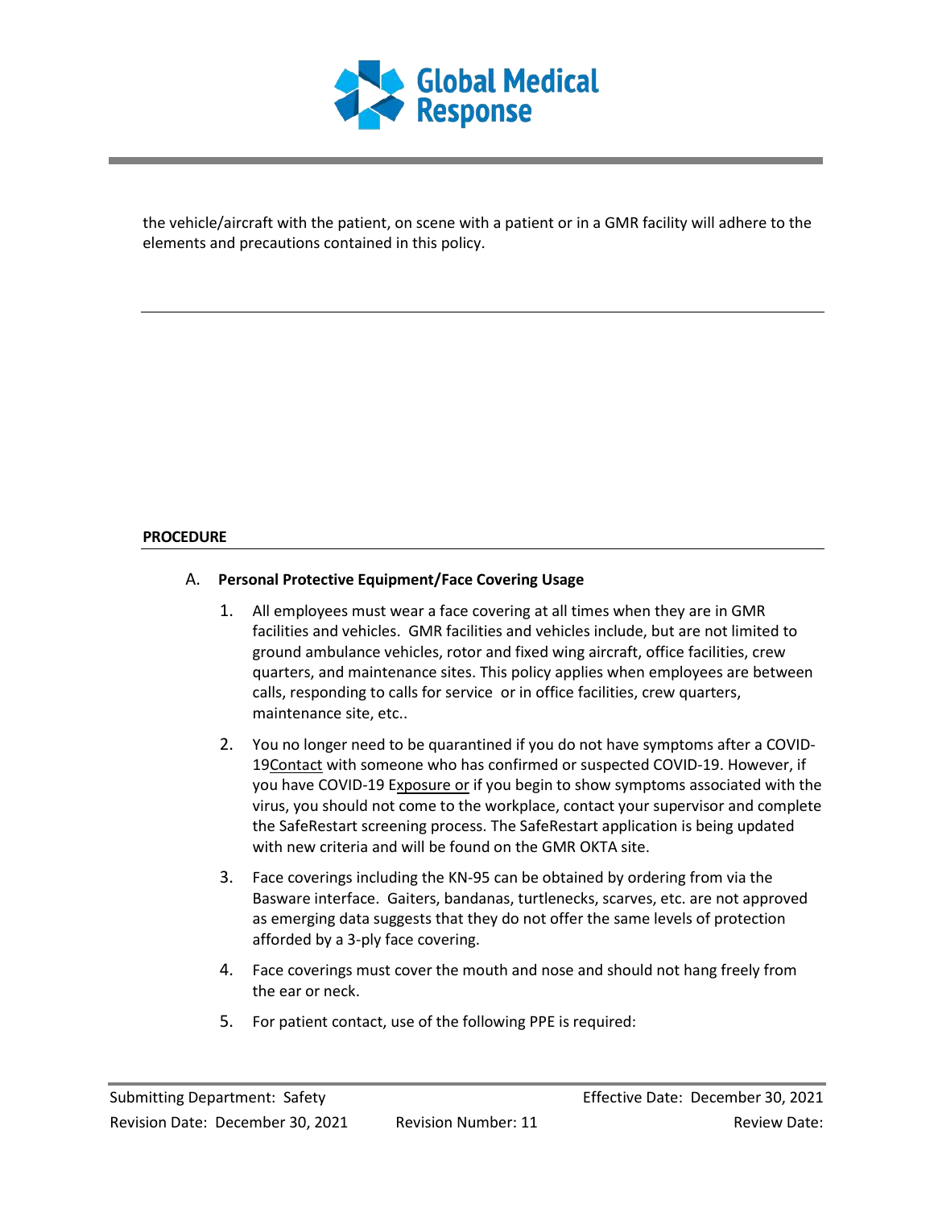the vehicle/aircraft with the patient, on scene with a patient or in a GMR facility will adhere to the elements and precautions contained in this policy.

---

## PROCEDURE

### A. Personal Protective Equipment/Face Covering Usage

1. All employees must wear a face covering at all times when they are in GMR facilities and vehicles. GMR facilities and vehicles include, but are not limited to ground ambulance vehicles, rotor and fixed wing aircraft, office facilities, crew quarters, and maintenance sites. This policy applies when employees are between calls, responding to calls for service or in office facilities, crew quarters, maintenance site, etc..

2. You no longer need to be quarantined if you do not have symptoms after a COVID-19Contact with someone who has confirmed or suspected COVID-19. However, if you have COVID-19 Exposure or if you begin to show symptoms associated with the virus, you should not come to the workplace, contact your supervisor and complete the SafeRestart screening process. The SafeRestart application is being updated with new criteria and will be found on the GMR OKTA site.

3. Face coverings including the KN-95 can be obtained by ordering from via the Basware interface. Gaiters, bandanas, turtlenecks, scarves, etc. are not approved as emerging data suggests that they do not offer the same levels of protection afforded by a 3-ply face covering.

4. Face coverings must cover the mouth and nose and should not hang freely from the ear or neck.

5. For patient contact, use of the following PPE is required: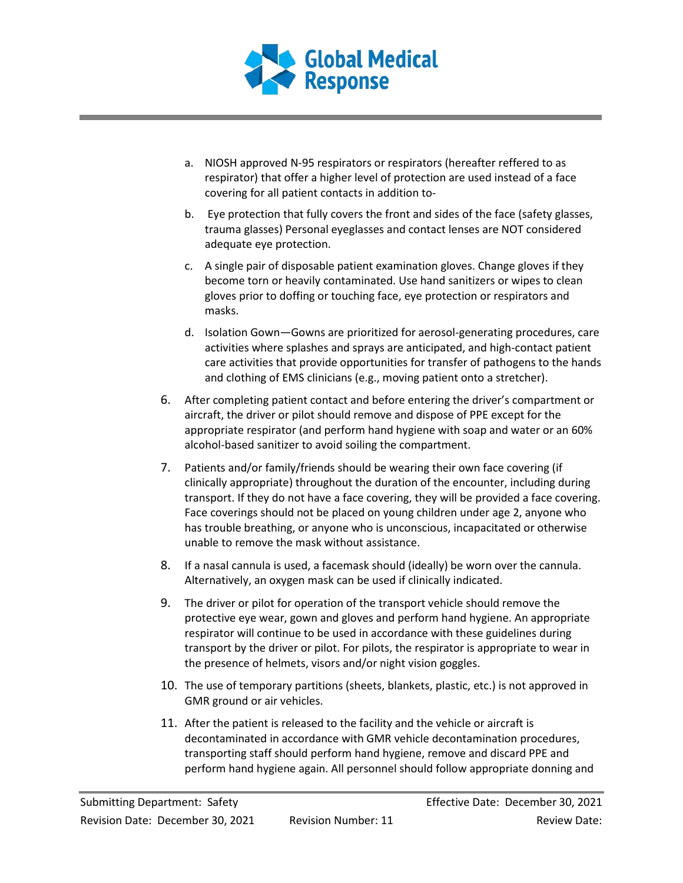a. NIOSH approved N-95 respirators or respirators (hereafter reffered to as respirator) that offer a higher level of protection are used instead of a face covering for all patient contacts in addition to-

b. Eye protection that fully covers the front and sides of the face (safety glasses, trauma glasses) Personal eyeglasses and contact lenses are NOT considered adequate eye protection.

c. A single pair of disposable patient examination gloves. Change gloves if they become torn or heavily contaminated. Use hand sanitizers or wipes to clean gloves prior to doffing or touching face, eye protection or respirators and masks.

d. Isolation Gown—Gowns are prioritized for aerosol-generating procedures, care activities where splashes and sprays are anticipated, and high-contact patient care activities that provide opportunities for transfer of pathogens to the hands and clothing of EMS clinicians (e.g., moving patient onto a stretcher).

6. After completing patient contact and before entering the driver's compartment or aircraft, the driver or pilot should remove and dispose of PPE except for the appropriate respirator (and perform hand hygiene with soap and water or an 60% alcohol-based sanitizer to avoid soiling the compartment.

7. Patients and/or family/friends should be wearing their own face covering (if clinically appropriate) throughout the duration of the encounter, including during transport. If they do not have a face covering, they will be provided a face covering. Face coverings should not be placed on young children under age 2, anyone who has trouble breathing, or anyone who is unconscious, incapacitated or otherwise unable to remove the mask without assistance.

8. If a nasal cannula is used, a facemask should (ideally) be worn over the cannula. Alternatively, an oxygen mask can be used if clinically indicated.

9. The driver or pilot for operation of the transport vehicle should remove the protective eye wear, gown and gloves and perform hand hygiene. An appropriate respirator will continue to be used in accordance with these guidelines during transport by the driver or pilot. For pilots, the respirator is appropriate to wear in the presence of helmets, visors and/or night vision goggles.

10. The use of temporary partitions (sheets, blankets, plastic, etc.) is not approved in GMR ground or air vehicles.

11. After the patient is released to the facility and the vehicle or aircraft is decontaminated in accordance with GMR vehicle decontamination procedures, transporting staff should perform hand hygiene, remove and discard PPE and perform hand hygiene again. All personnel should follow appropriate donning and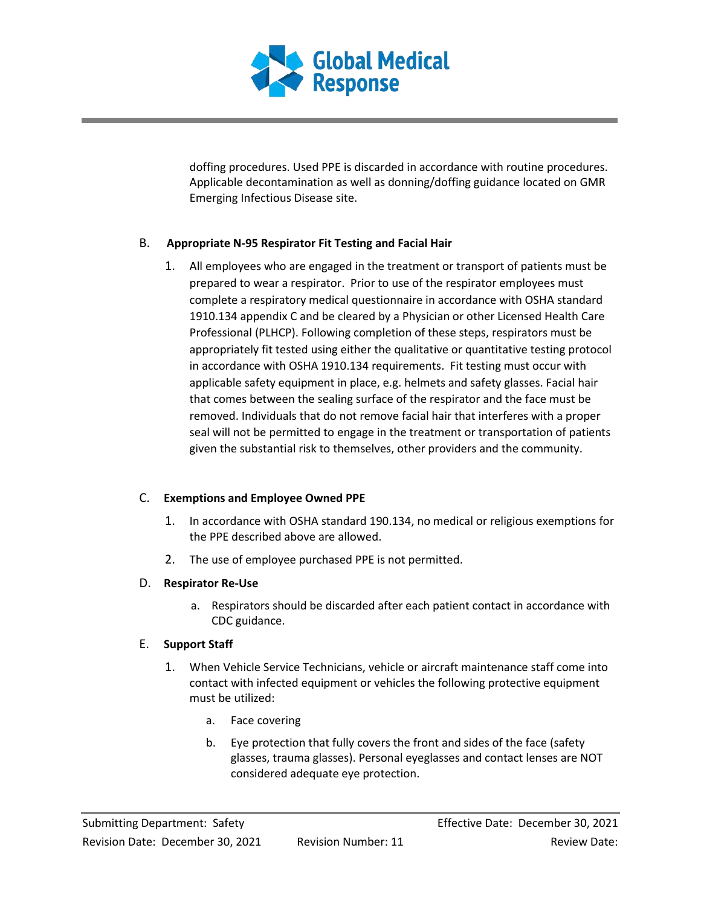doffing procedures. Used PPE is discarded in accordance with routine procedures. Applicable decontamination as well as donning/doffing guidance located on GMR Emerging Infectious Disease site.

B. **Appropriate N-95 Respirator Fit Testing and Facial Hair**

1. All employees who are engaged in the treatment or transport of patients must be prepared to wear a respirator. Prior to use of the respirator employees must complete a respiratory medical questionnaire in accordance with OSHA standard 1910.134 appendix C and be cleared by a Physician or other Licensed Health Care Professional (PLHCP). Following completion of these steps, respirators must be appropriately fit tested using either the qualitative or quantitative testing protocol in accordance with OSHA 1910.134 requirements. Fit testing must occur with applicable safety equipment in place, e.g. helmets and safety glasses. Facial hair that comes between the sealing surface of the respirator and the face must be removed. Individuals that do not remove facial hair that interferes with a proper seal will not be permitted to engage in the treatment or transportation of patients given the substantial risk to themselves, other providers and the community.

C. **Exemptions and Employee Owned PPE**

1. In accordance with OSHA standard 190.134, no medical or religious exemptions for the PPE described above are allowed.
2. The use of employee purchased PPE is not permitted.

D. **Respirator Re-Use**

a. Respirators should be discarded after each patient contact in accordance with CDC guidance.

E. **Support Staff**

1. When Vehicle Service Technicians, vehicle or aircraft maintenance staff come into contact with infected equipment or vehicles the following protective equipment must be utilized:
   a. Face covering
   b. Eye protection that fully covers the front and sides of the face (safety glasses, trauma glasses). Personal eyeglasses and contact lenses are NOT considered adequate eye protection.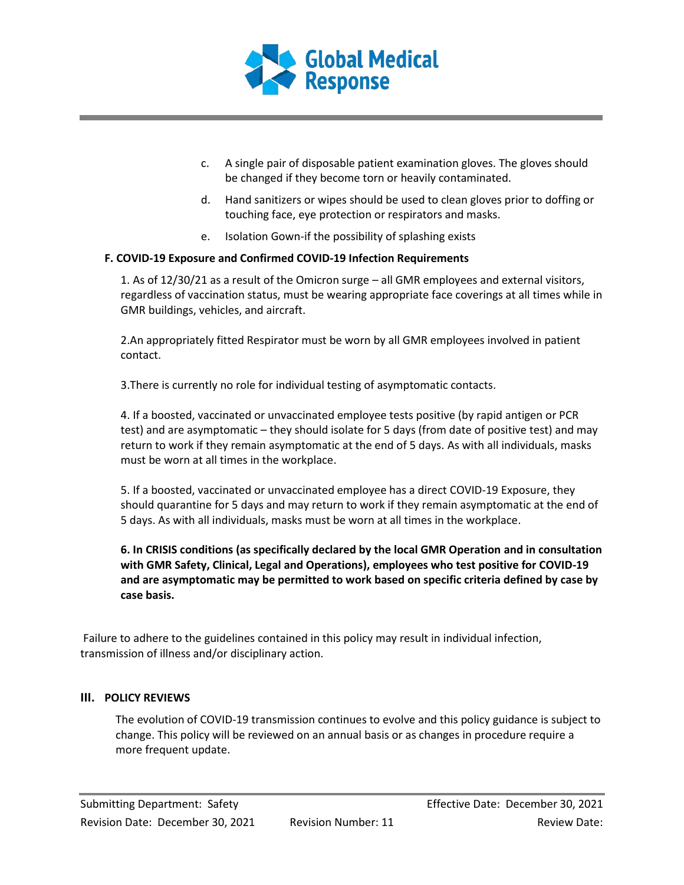c. A single pair of disposable patient examination gloves. The gloves should be changed if they become torn or heavily contaminated.

d. Hand sanitizers or wipes should be used to clean gloves prior to doffing or touching face, eye protection or respirators and masks.

e. Isolation Gown-if the possibility of splashing exists

**F. COVID-19 Exposure and Confirmed COVID-19 Infection Requirements**

1. As of 12/30/21 as a result of the Omicron surge – all GMR employees and external visitors, regardless of vaccination status, must be wearing appropriate face coverings at all times while in GMR buildings, vehicles, and aircraft.

2.An appropriately fitted Respirator must be worn by all GMR employees involved in patient contact.

3.There is currently no role for individual testing of asymptomatic contacts.

4. If a boosted, vaccinated or unvaccinated employee tests positive (by rapid antigen or PCR test) and are asymptomatic – they should isolate for 5 days (from date of positive test) and may return to work if they remain asymptomatic at the end of 5 days. As with all individuals, masks must be worn at all times in the workplace.

5. If a boosted, vaccinated or unvaccinated employee has a direct COVID-19 Exposure, they should quarantine for 5 days and may return to work if they remain asymptomatic at the end of 5 days. As with all individuals, masks must be worn at all times in the workplace.

**6. In CRISIS conditions (as specifically declared by the local GMR Operation and in consultation with GMR Safety, Clinical, Legal and Operations), employees who test positive for COVID-19 and are asymptomatic may be permitted to work based on specific criteria defined by case by case basis.**

Failure to adhere to the guidelines contained in this policy may result in individual infection, transmission of illness and/or disciplinary action.

## III. POLICY REVIEWS

The evolution of COVID-19 transmission continues to evolve and this policy guidance is subject to change. This policy will be reviewed on an annual basis or as changes in procedure require a more frequent update.

Submitting Department: Safety | Effective Date: December 30, 2021

Revision Date: December 30, 2021 | Revision Number: 11 | Review Date: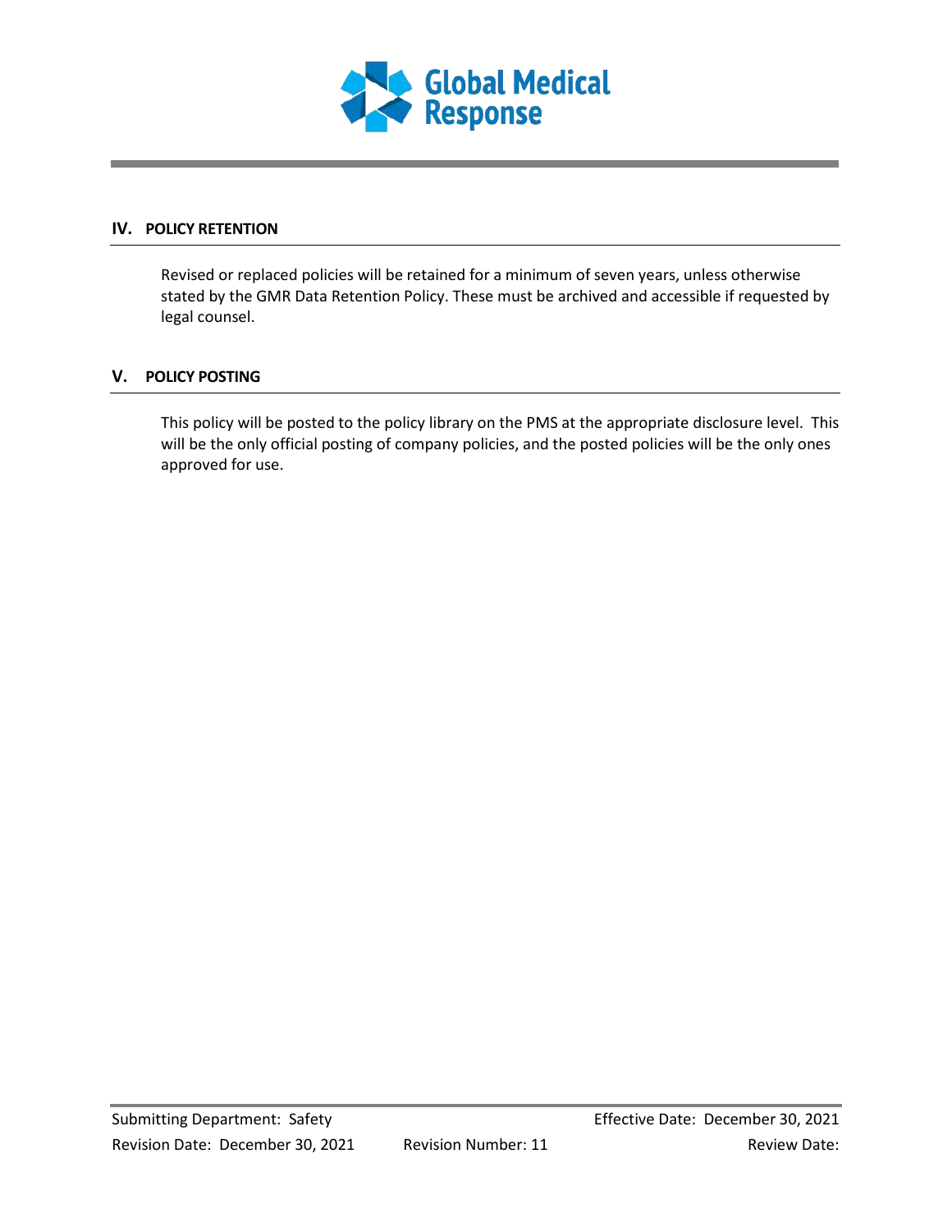## IV. POLICY RETENTION

Revised or replaced policies will be retained for a minimum of seven years, unless otherwise stated by the GMR Data Retention Policy. These must be archived and accessible if requested by legal counsel.

## V. POLICY POSTING

This policy will be posted to the policy library on the PMS at the appropriate disclosure level. This will be the only official posting of company policies, and the posted policies will be the only ones approved for use.